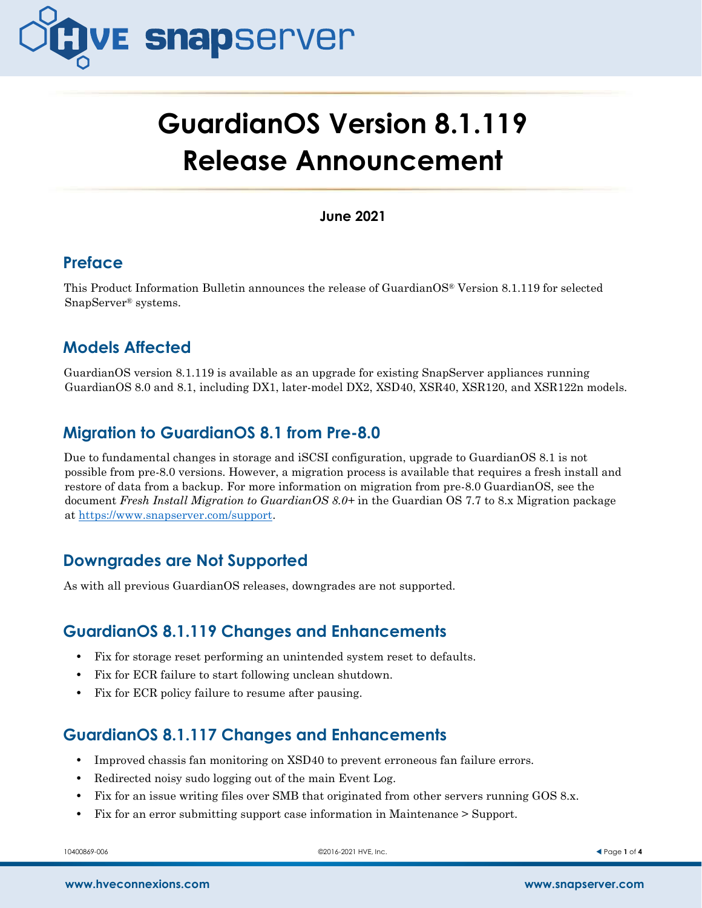# GuardianOS Version 8.1.119 Release Announcement

**June 2021**

## Preface

This Product Information Bulletin announces the release of GuardianOS® Version 8.1.119 for selected SnapServer® systems.

## Models Affected

GuardianOS version 8.1.119 is available as an upgrade for existing SnapServer appliances running GuardianOS 8.0 and 8.1, including DX1, later-model DX2, XSD40, XSR40, XSR120, and XSR122n models.

## Migration to GuardianOS 8.1 from Pre-8.0

Due to fundamental changes in storage and iSCSI configuration, upgrade to GuardianOS 8.1 is not possible from pre-8.0 versions. However, a migration process is available that requires a fresh install and restore of data from a backup. For more information on migration from pre-8.0 GuardianOS, see the document *Fresh Install Migration to GuardianOS 8.0+* in the Guardian OS 7.7 to 8.x Migration package at https://www.snapserver.com/support.

## Downgrades are Not Supported

As with all previous GuardianOS releases, downgrades are not supported.

## GuardianOS 8.1.119 Changes and Enhancements

- Fix for storage reset performing an unintended system reset to defaults.
- Fix for ECR failure to start following unclean shutdown.
- Fix for ECR policy failure to resume after pausing.

## GuardianOS 8.1.117 Changes and Enhancements

- Improved chassis fan monitoring on XSD40 to prevent erroneous fan failure errors.
- Redirected noisy sudo logging out of the main Event Log.
- Fix for an issue writing files over SMB that originated from other servers running GOS 8.x.
- Fix for an error submitting support case information in Maintenance > Support.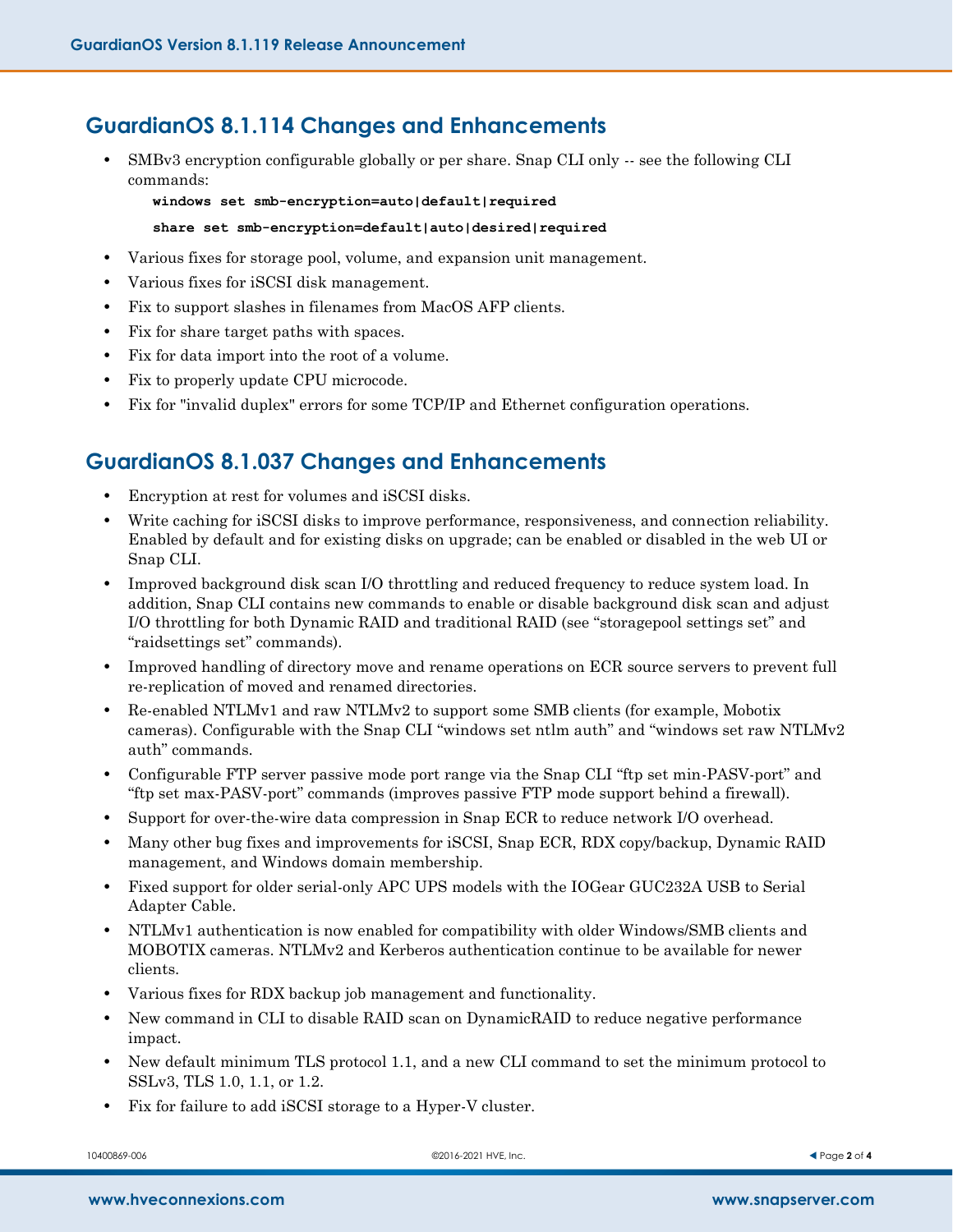## GuardianOS 8.1.114 Changes and Enhancements

- SMBv3 encryption configurable globally or per share. Snap CLI only -- see the following CLI commands:

```
windows set smb-encryption=auto|default|required
share set smb-encryption=default|auto|desired|required
```

- Various fixes for storage pool, volume, and expansion unit management.
- Various fixes for iSCSI disk management.
- Fix to support slashes in filenames from MacOS AFP clients.
- Fix for share target paths with spaces.
- Fix for data import into the root of a volume.
- Fix to properly update CPU microcode.
- Fix for "invalid duplex" errors for some TCP/IP and Ethernet configuration operations.

## GuardianOS 8.1.037 Changes and Enhancements

- Encryption at rest for volumes and iSCSI disks.
- Write caching for iSCSI disks to improve performance, responsiveness, and connection reliability. Enabled by default and for existing disks on upgrade; can be enabled or disabled in the web UI or Snap CLI.
- Improved background disk scan I/O throttling and reduced frequency to reduce system load. In addition, Snap CLI contains new commands to enable or disable background disk scan and adjust I/O throttling for both Dynamic RAID and traditional RAID (see “storagepool settings set” and “raidsettings set” commands).
- Improved handling of directory move and rename operations on ECR source servers to prevent full re-replication of moved and renamed directories.
- Re-enabled NTLMv1 and raw NTLMv2 to support some SMB clients (for example, Mobotix cameras). Configurable with the Snap CLI “windows set ntlm auth” and “windows set raw NTLMv2 auth” commands.
- Configurable FTP server passive mode port range via the Snap CLI “ftp set min-PASV-port” and “ftp set max-PASV-port” commands (improves passive FTP mode support behind a firewall).
- Support for over-the-wire data compression in Snap ECR to reduce network I/O overhead.
- Many other bug fixes and improvements for iSCSI, Snap ECR, RDX copy/backup, Dynamic RAID management, and Windows domain membership.
- Fixed support for older serial-only APC UPS models with the IOGear GUC232A USB to Serial Adapter Cable.
- NTLMv1 authentication is now enabled for compatibility with older Windows/SMB clients and MOBOTIX cameras. NTLMv2 and Kerberos authentication continue to be available for newer clients.
- Various fixes for RDX backup job management and functionality.
- New command in CLI to disable RAID scan on DynamicRAID to reduce negative performance impact.
- New default minimum TLS protocol 1.1, and a new CLI command to set the minimum protocol to SSLv3, TLS 1.0, 1.1, or 1.2.
- Fix for failure to add iSCSI storage to a Hyper-V cluster.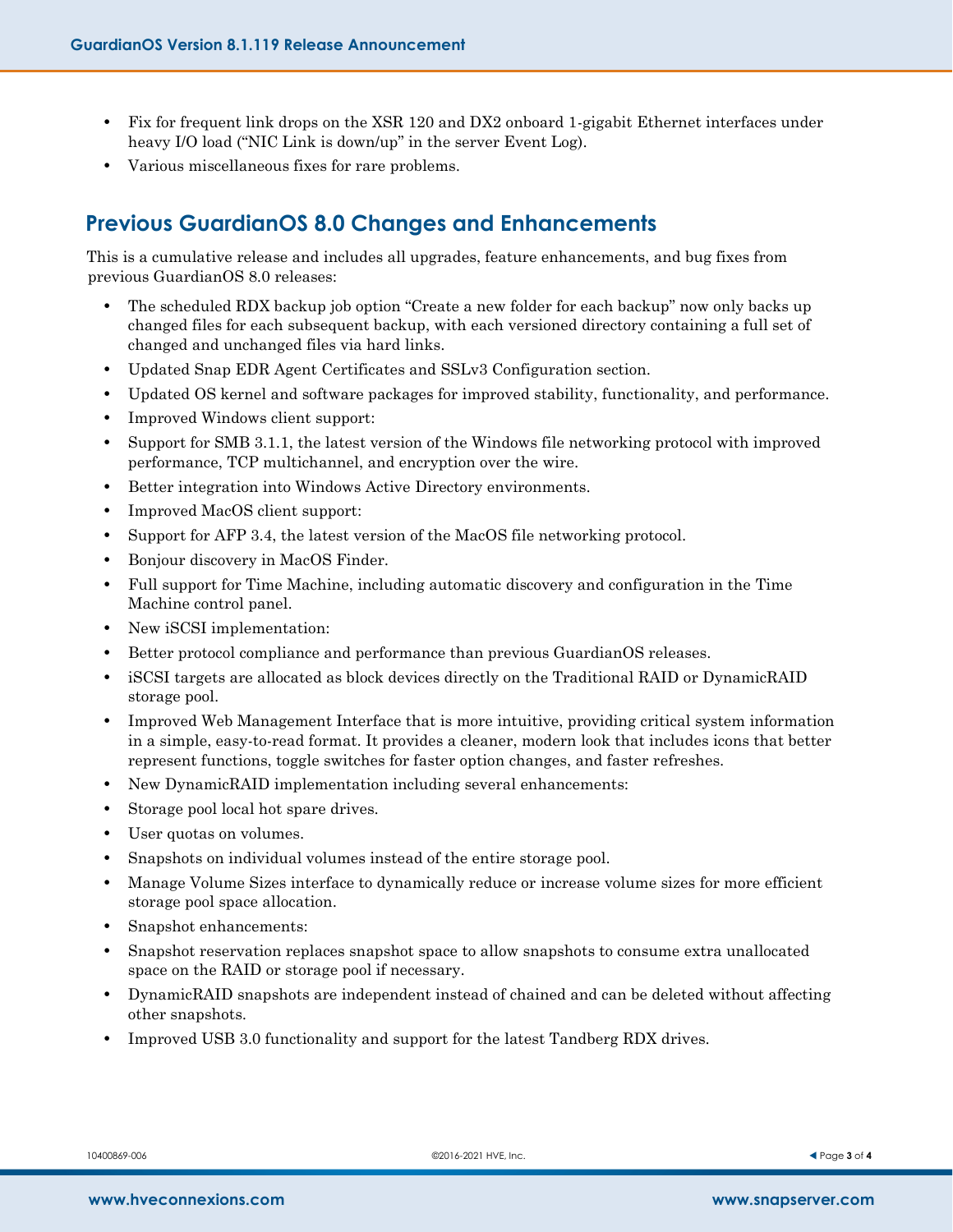- Fix for frequent link drops on the XSR 120 and DX2 onboard 1-gigabit Ethernet interfaces under heavy I/O load ("NIC Link is down/up" in the server Event Log).
- Various miscellaneous fixes for rare problems.

## Previous GuardianOS 8.0 Changes and Enhancements

This is a cumulative release and includes all upgrades, feature enhancements, and bug fixes from previous GuardianOS 8.0 releases:

- The scheduled RDX backup job option "Create a new folder for each backup" now only backs up changed files for each subsequent backup, with each versioned directory containing a full set of changed and unchanged files via hard links.
- Updated Snap EDR Agent Certificates and SSLv3 Configuration section.
- Updated OS kernel and software packages for improved stability, functionality, and performance.
- Improved Windows client support:
- Support for SMB 3.1.1, the latest version of the Windows file networking protocol with improved performance, TCP multichannel, and encryption over the wire.
- Better integration into Windows Active Directory environments.
- Improved MacOS client support:
- Support for AFP 3.4, the latest version of the MacOS file networking protocol.
- Bonjour discovery in MacOS Finder.
- Full support for Time Machine, including automatic discovery and configuration in the Time Machine control panel.
- New iSCSI implementation:
- Better protocol compliance and performance than previous GuardianOS releases.
- iSCSI targets are allocated as block devices directly on the Traditional RAID or DynamicRAID storage pool.
- Improved Web Management Interface that is more intuitive, providing critical system information in a simple, easy-to-read format. It provides a cleaner, modern look that includes icons that better represent functions, toggle switches for faster option changes, and faster refreshes.
- New DynamicRAID implementation including several enhancements:
- Storage pool local hot spare drives.
- User quotas on volumes.
- Snapshots on individual volumes instead of the entire storage pool.
- Manage Volume Sizes interface to dynamically reduce or increase volume sizes for more efficient storage pool space allocation.
- Snapshot enhancements:
- Snapshot reservation replaces snapshot space to allow snapshots to consume extra unallocated space on the RAID or storage pool if necessary.
- DynamicRAID snapshots are independent instead of chained and can be deleted without affecting other snapshots.
- Improved USB 3.0 functionality and support for the latest Tandberg RDX drives.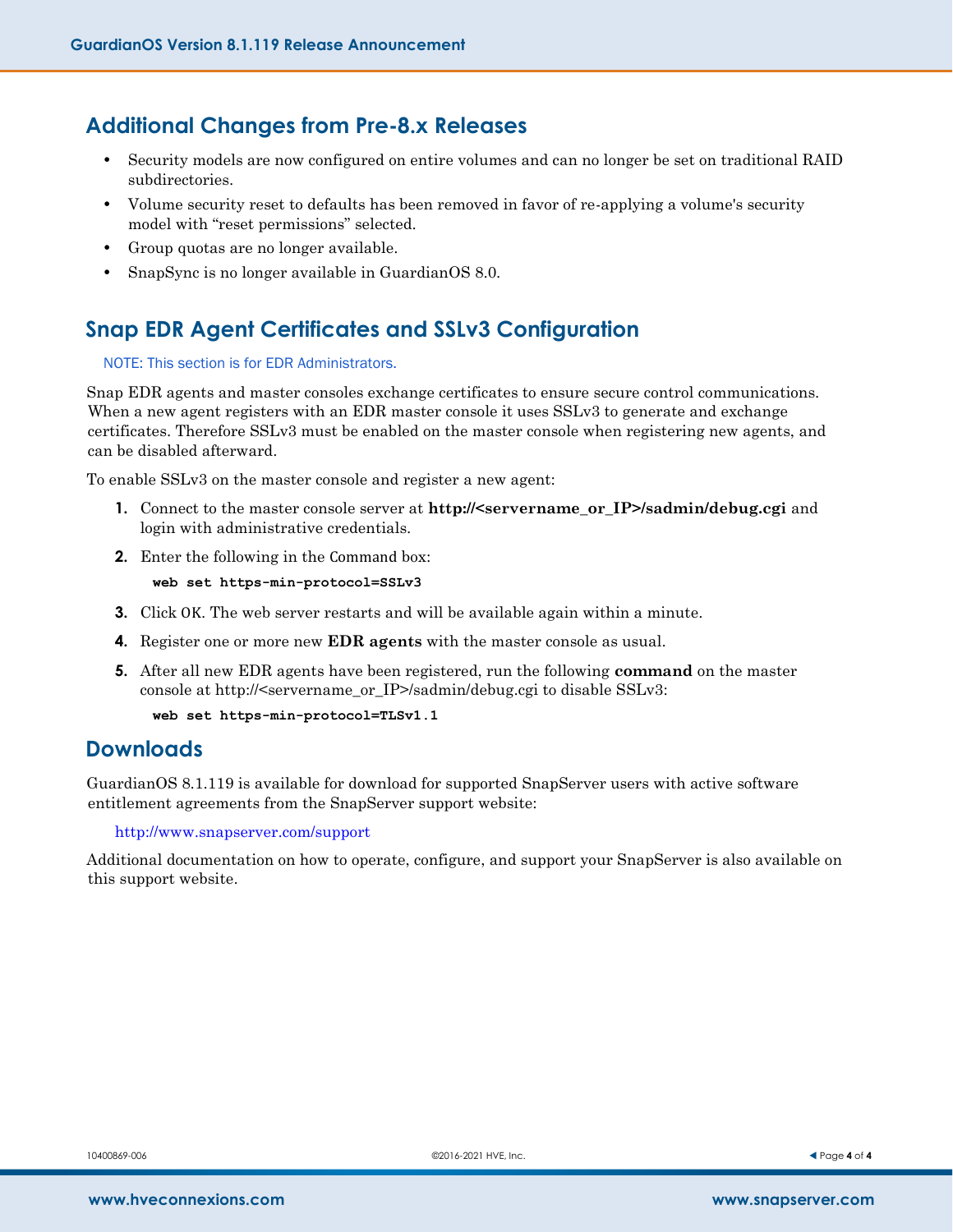## Additional Changes from Pre-8.x Releases

- Security models are now configured on entire volumes and can no longer be set on traditional RAID subdirectories.
- Volume security reset to defaults has been removed in favor of re-applying a volume's security model with "reset permissions" selected.
- Group quotas are no longer available.
- SnapSync is no longer available in GuardianOS 8.0.

## Snap EDR Agent Certificates and SSLv3 Configuration

NOTE: This section is for EDR Administrators.

Snap EDR agents and master consoles exchange certificates to ensure secure control communications. When a new agent registers with an EDR master console it uses SSLv3 to generate and exchange certificates. Therefore SSLv3 must be enabled on the master console when registering new agents, and can be disabled afterward.

To enable SSLv3 on the master console and register a new agent:

1. Connect to the master console server at **http://<servername_or_IP>/sadmin/debug.cgi** and login with administrative credentials.
2. Enter the following in the Command box:

   ```
   web set https-min-protocol=SSLv3
   ```

3. Click OK. The web server restarts and will be available again within a minute.
4. Register one or more new **EDR agents** with the master console as usual.
5. After all new EDR agents have been registered, run the following **command** on the master console at http://<servername_or_IP>/sadmin/debug.cgi to disable SSLv3:

   ```
   web set https-min-protocol=TLSv1.1
   ```

## Downloads

GuardianOS 8.1.119 is available for download for supported SnapServer users with active software entitlement agreements from the SnapServer support website:

http://www.snapserver.com/support

Additional documentation on how to operate, configure, and support your SnapServer is also available on this support website.